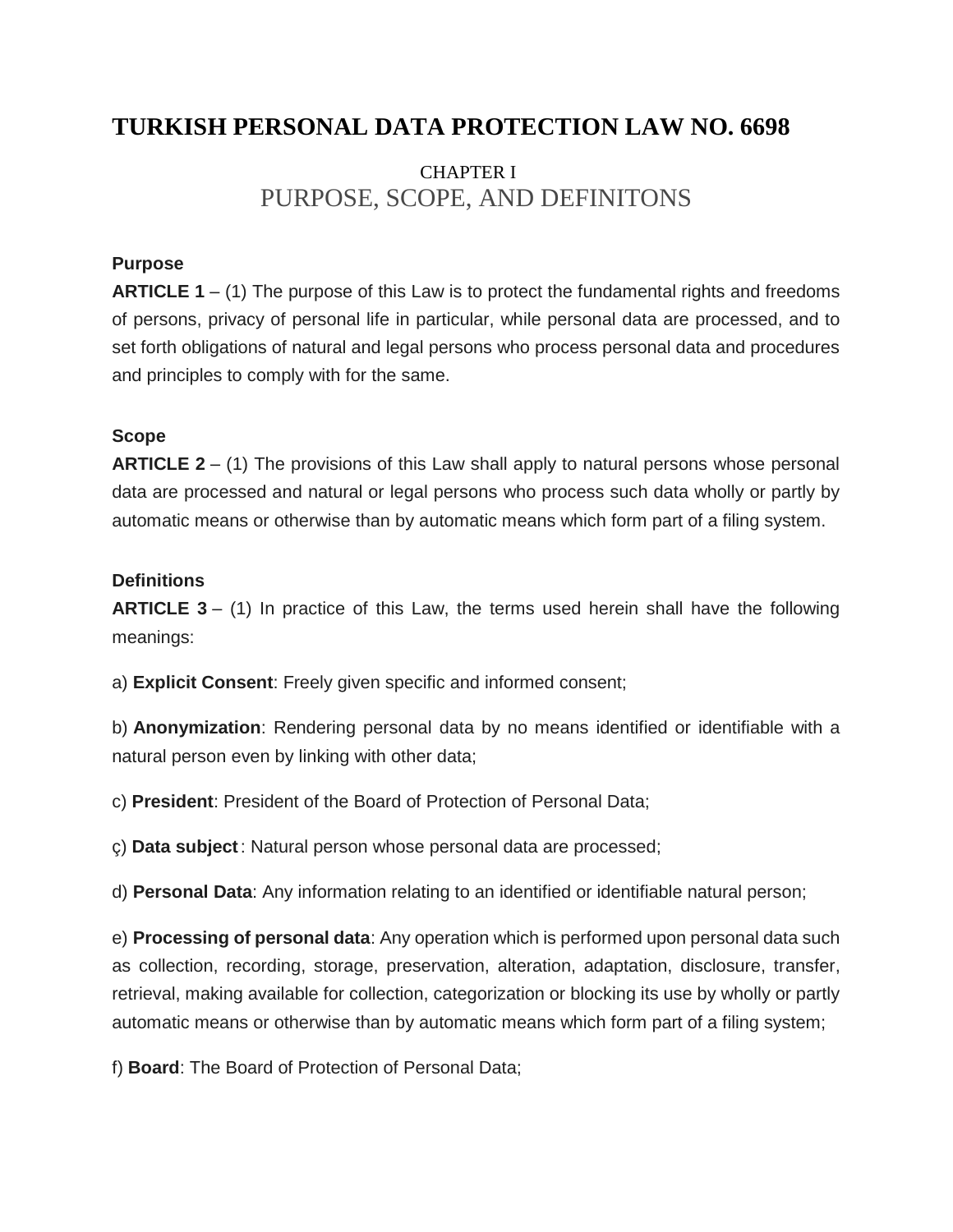# TURKISH PERSONAL DATA PROTECTION LAW NO. 6698

## CHAPTER I
## PURPOSE, SCOPE, AND DEFINITONS

**Purpose**

**ARTICLE 1** – (1) The purpose of this Law is to protect the fundamental rights and freedoms of persons, privacy of personal life in particular, while personal data are processed, and to set forth obligations of natural and legal persons who process personal data and procedures and principles to comply with for the same.

**Scope**

**ARTICLE 2** – (1) The provisions of this Law shall apply to natural persons whose personal data are processed and natural or legal persons who process such data wholly or partly by automatic means or otherwise than by automatic means which form part of a filing system.

**Definitions**

**ARTICLE 3** – (1) In practice of this Law, the terms used herein shall have the following meanings:

a) **Explicit Consent**: Freely given specific and informed consent;

b) **Anonymization**: Rendering personal data by no means identified or identifiable with a natural person even by linking with other data;

c) **President**: President of the Board of Protection of Personal Data;

ç) **Data subject** : Natural person whose personal data are processed;

d) **Personal Data**: Any information relating to an identified or identifiable natural person;

e) **Processing of personal data**: Any operation which is performed upon personal data such as collection, recording, storage, preservation, alteration, adaptation, disclosure, transfer, retrieval, making available for collection, categorization or blocking its use by wholly or partly automatic means or otherwise than by automatic means which form part of a filing system;

f) **Board**: The Board of Protection of Personal Data;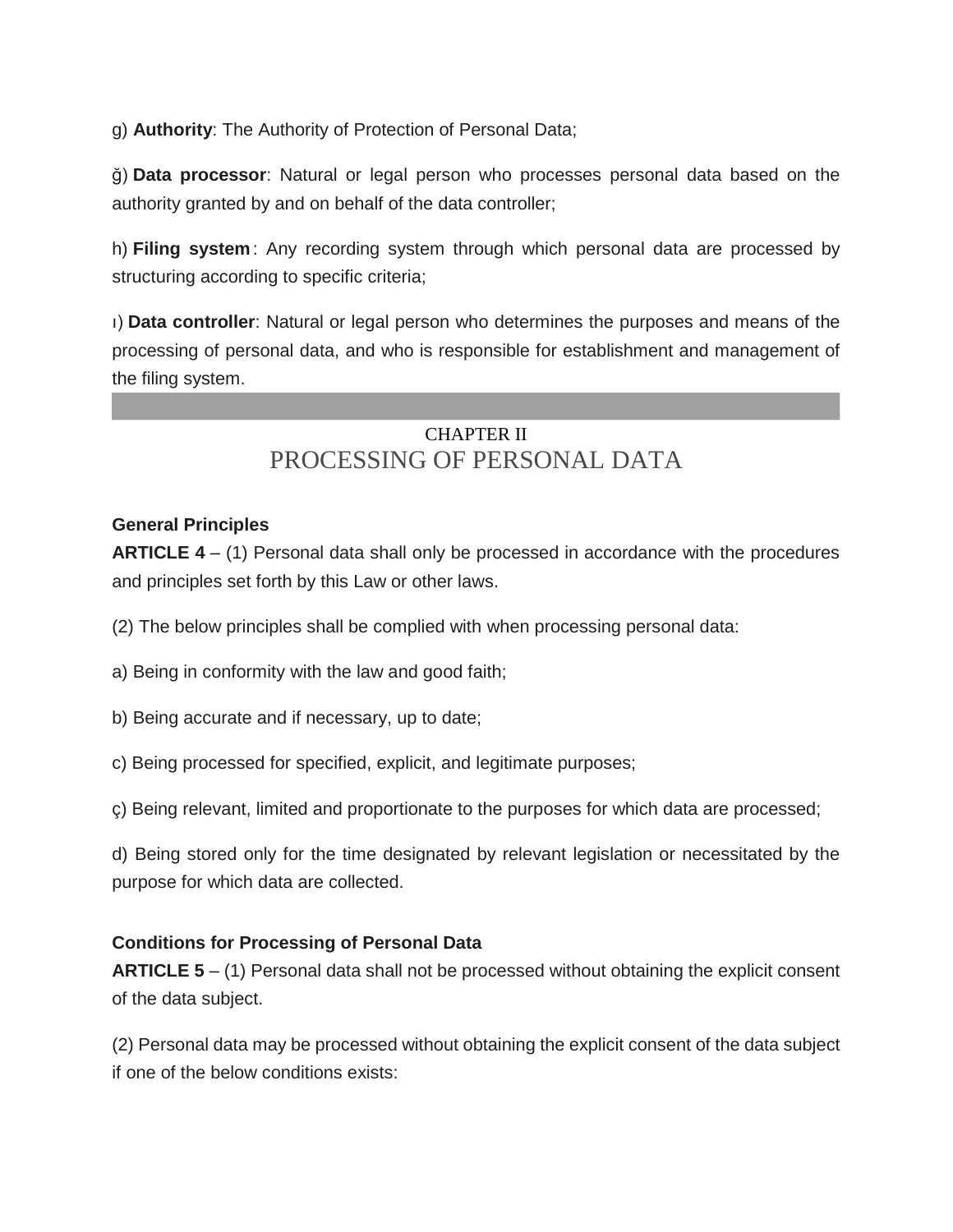g) **Authority**: The Authority of Protection of Personal Data;

ğ) **Data processor**: Natural or legal person who processes personal data based on the authority granted by and on behalf of the data controller;

h) **Filing system**: Any recording system through which personal data are processed by structuring according to specific criteria;

ı) **Data controller**: Natural or legal person who determines the purposes and means of the processing of personal data, and who is responsible for establishment and management of the filing system.

## CHAPTER II
## PROCESSING OF PERSONAL DATA

**General Principles**

**ARTICLE 4** – (1) Personal data shall only be processed in accordance with the procedures and principles set forth by this Law or other laws.

(2) The below principles shall be complied with when processing personal data:

a) Being in conformity with the law and good faith;

b) Being accurate and if necessary, up to date;

c) Being processed for specified, explicit, and legitimate purposes;

ç) Being relevant, limited and proportionate to the purposes for which data are processed;

d) Being stored only for the time designated by relevant legislation or necessitated by the purpose for which data are collected.

**Conditions for Processing of Personal Data**

**ARTICLE 5** – (1) Personal data shall not be processed without obtaining the explicit consent of the data subject.

(2) Personal data may be processed without obtaining the explicit consent of the data subject if one of the below conditions exists: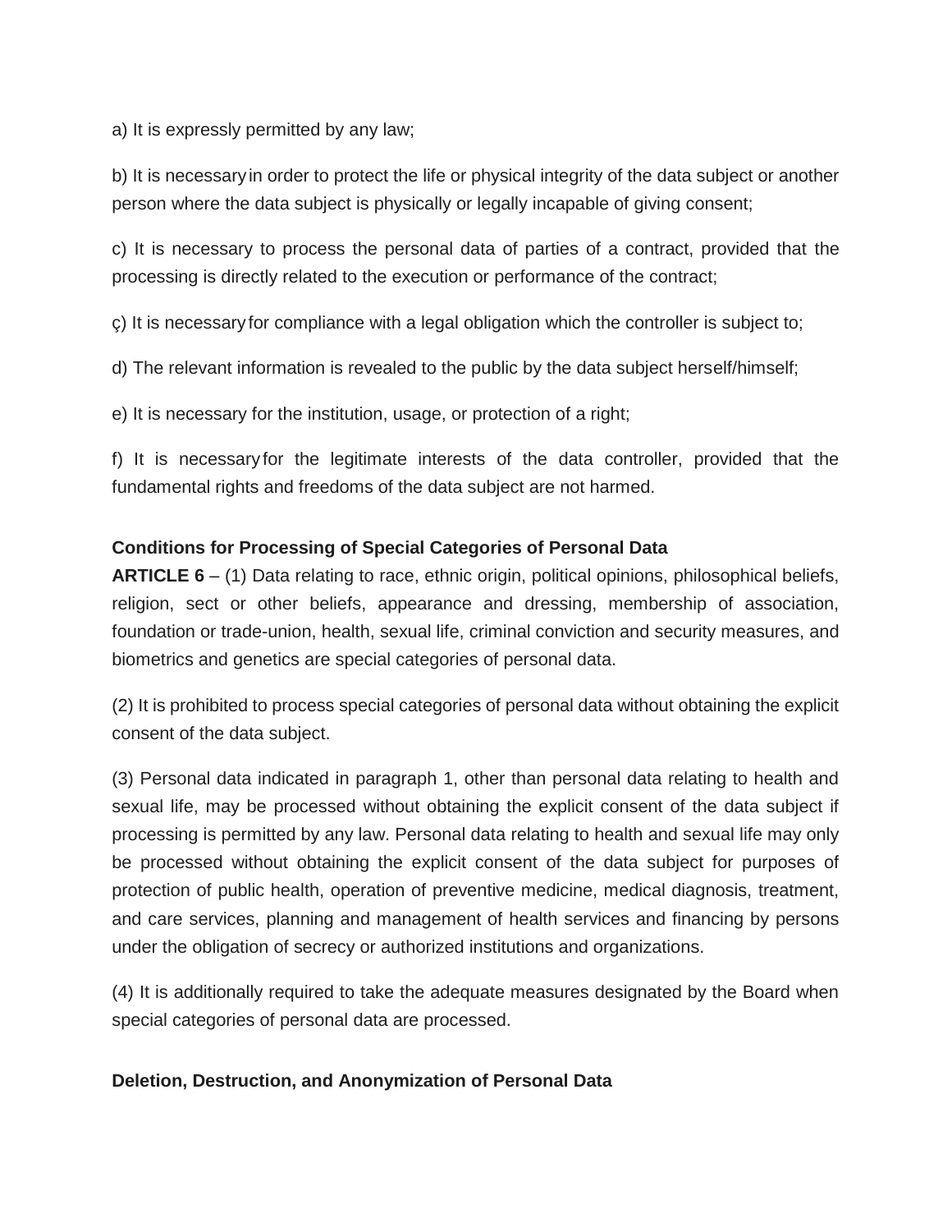a) It is expressly permitted by any law;

b) It is necessary in order to protect the life or physical integrity of the data subject or another person where the data subject is physically or legally incapable of giving consent;

c) It is necessary to process the personal data of parties of a contract, provided that the processing is directly related to the execution or performance of the contract;

ç) It is necessary for compliance with a legal obligation which the controller is subject to;

d) The relevant information is revealed to the public by the data subject herself/himself;

e) It is necessary for the institution, usage, or protection of a right;

f) It is necessary for the legitimate interests of the data controller, provided that the fundamental rights and freedoms of the data subject are not harmed.

**Conditions for Processing of Special Categories of Personal Data**

**ARTICLE 6** – (1) Data relating to race, ethnic origin, political opinions, philosophical beliefs, religion, sect or other beliefs, appearance and dressing, membership of association, foundation or trade-union, health, sexual life, criminal conviction and security measures, and biometrics and genetics are special categories of personal data.

(2) It is prohibited to process special categories of personal data without obtaining the explicit consent of the data subject.

(3) Personal data indicated in paragraph 1, other than personal data relating to health and sexual life, may be processed without obtaining the explicit consent of the data subject if processing is permitted by any law. Personal data relating to health and sexual life may only be processed without obtaining the explicit consent of the data subject for purposes of protection of public health, operation of preventive medicine, medical diagnosis, treatment, and care services, planning and management of health services and financing by persons under the obligation of secrecy or authorized institutions and organizations.

(4) It is additionally required to take the adequate measures designated by the Board when special categories of personal data are processed.

**Deletion, Destruction, and Anonymization of Personal Data**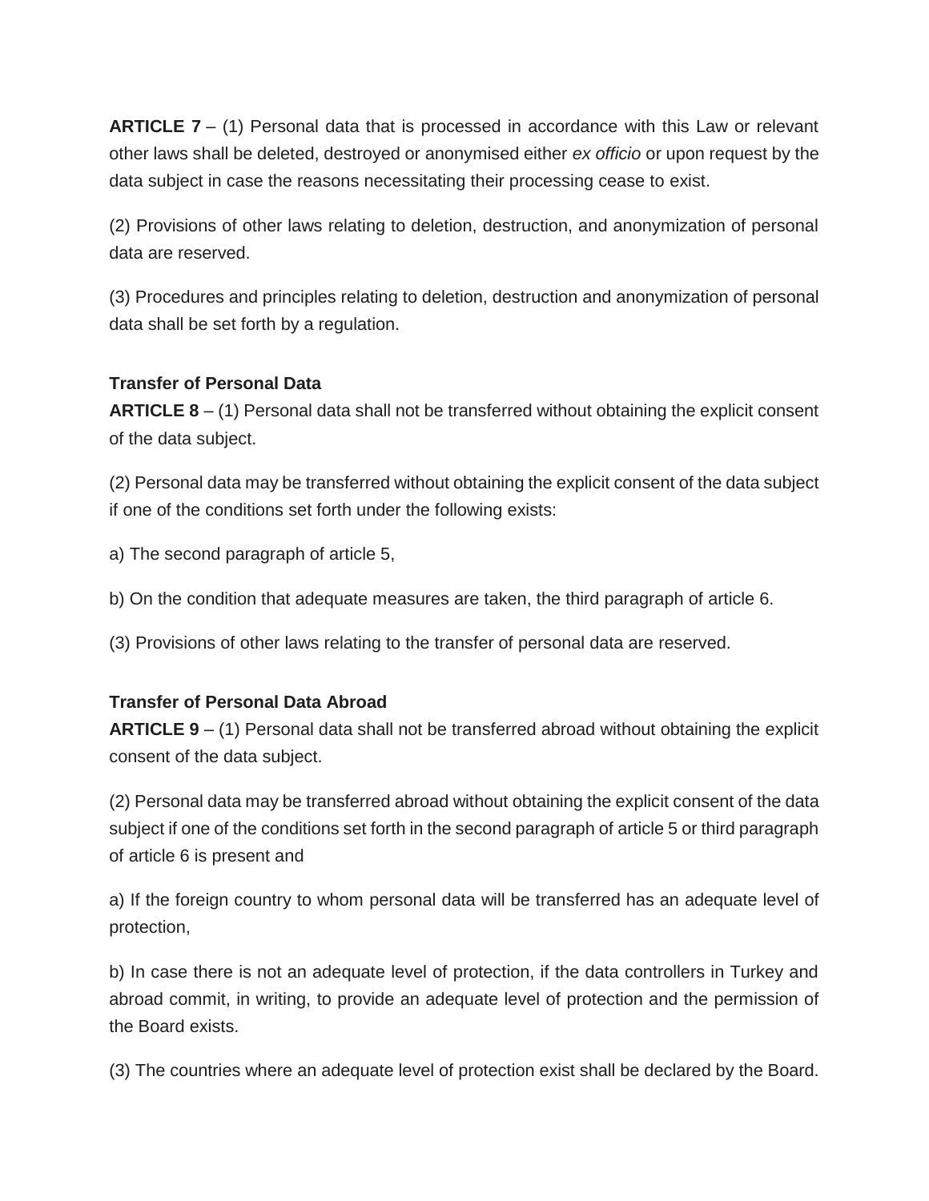**ARTICLE 7** – (1) Personal data that is processed in accordance with this Law or relevant other laws shall be deleted, destroyed or anonymised either *ex officio* or upon request by the data subject in case the reasons necessitating their processing cease to exist.

(2) Provisions of other laws relating to deletion, destruction, and anonymization of personal data are reserved.

(3) Procedures and principles relating to deletion, destruction and anonymization of personal data shall be set forth by a regulation.

**Transfer of Personal Data**

**ARTICLE 8** – (1) Personal data shall not be transferred without obtaining the explicit consent of the data subject.

(2) Personal data may be transferred without obtaining the explicit consent of the data subject if one of the conditions set forth under the following exists:

a) The second paragraph of article 5,

b) On the condition that adequate measures are taken, the third paragraph of article 6.

(3) Provisions of other laws relating to the transfer of personal data are reserved.

**Transfer of Personal Data Abroad**

**ARTICLE 9** – (1) Personal data shall not be transferred abroad without obtaining the explicit consent of the data subject.

(2) Personal data may be transferred abroad without obtaining the explicit consent of the data subject if one of the conditions set forth in the second paragraph of article 5 or third paragraph of article 6 is present and

a) If the foreign country to whom personal data will be transferred has an adequate level of protection,

b) In case there is not an adequate level of protection, if the data controllers in Turkey and abroad commit, in writing, to provide an adequate level of protection and the permission of the Board exists.

(3) The countries where an adequate level of protection exist shall be declared by the Board.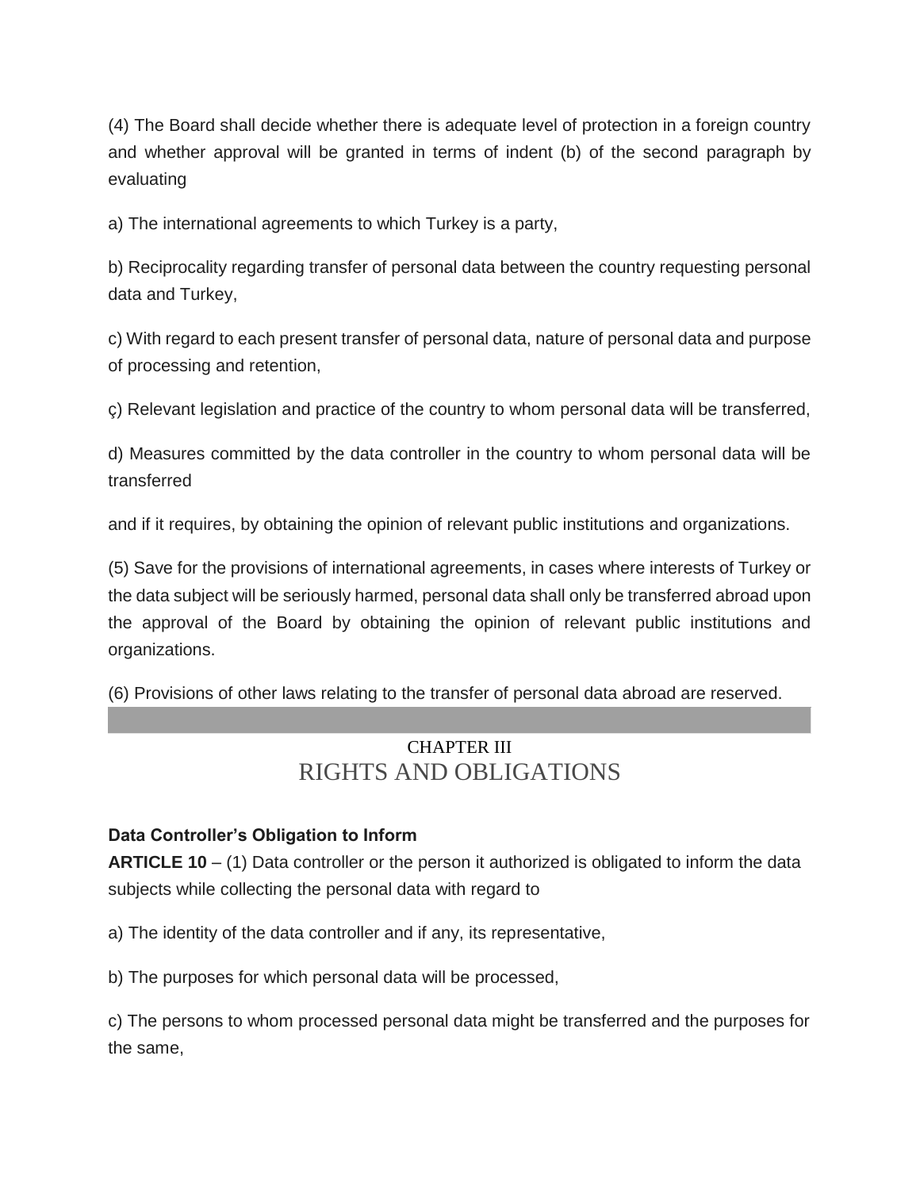(4) The Board shall decide whether there is adequate level of protection in a foreign country and whether approval will be granted in terms of indent (b) of the second paragraph by evaluating

a) The international agreements to which Turkey is a party,

b) Reciprocality regarding transfer of personal data between the country requesting personal data and Turkey,

c) With regard to each present transfer of personal data, nature of personal data and purpose of processing and retention,

ç) Relevant legislation and practice of the country to whom personal data will be transferred,

d) Measures committed by the data controller in the country to whom personal data will be transferred

and if it requires, by obtaining the opinion of relevant public institutions and organizations.

(5) Save for the provisions of international agreements, in cases where interests of Turkey or the data subject will be seriously harmed, personal data shall only be transferred abroad upon the approval of the Board by obtaining the opinion of relevant public institutions and organizations.

(6) Provisions of other laws relating to the transfer of personal data abroad are reserved.

## CHAPTER III
# RIGHTS AND OBLIGATIONS

**Data Controller's Obligation to Inform**

**ARTICLE 10** – (1) Data controller or the person it authorized is obligated to inform the data subjects while collecting the personal data with regard to

a) The identity of the data controller and if any, its representative,

b) The purposes for which personal data will be processed,

c) The persons to whom processed personal data might be transferred and the purposes for the same,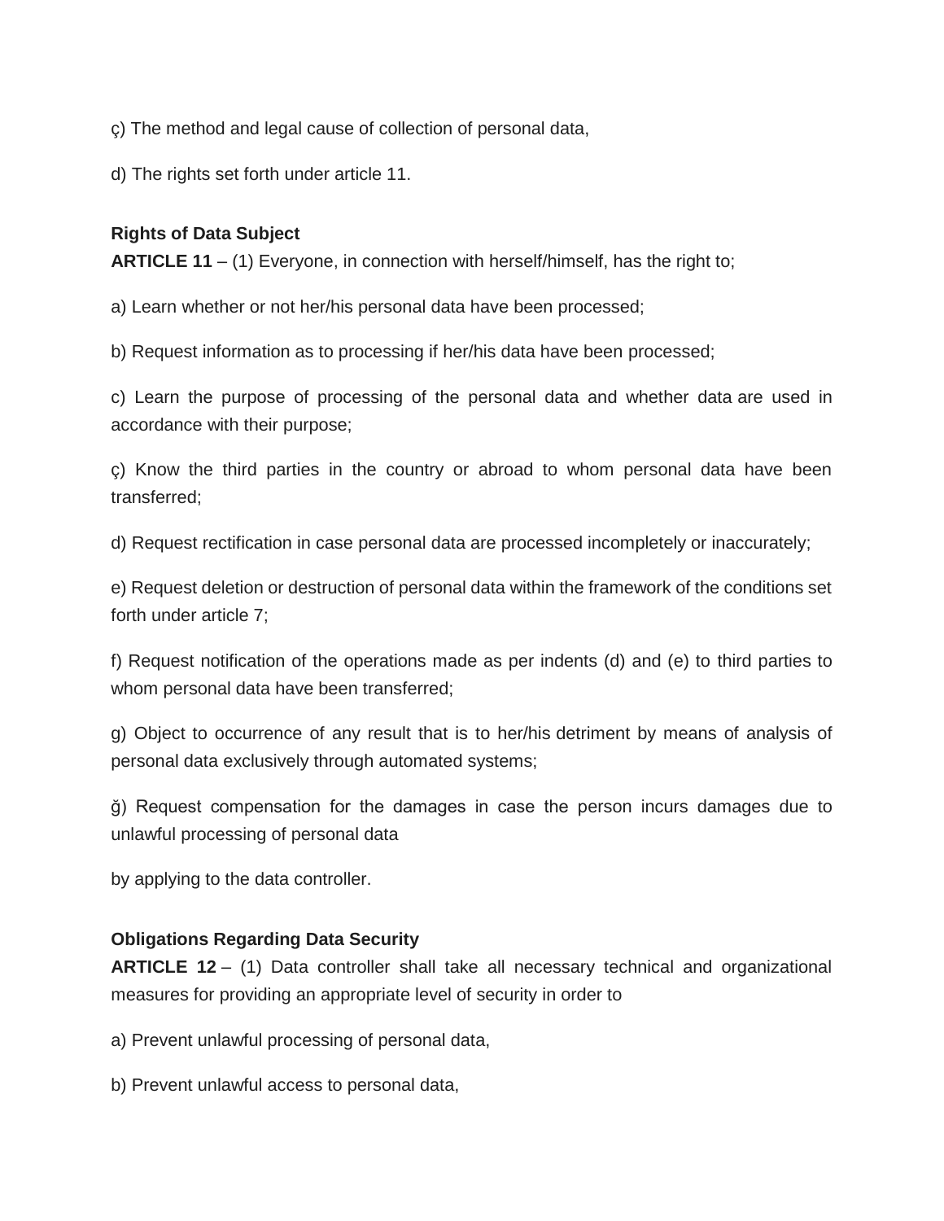ç) The method and legal cause of collection of personal data,

d) The rights set forth under article 11.

**Rights of Data Subject**

**ARTICLE 11** – (1) Everyone, in connection with herself/himself, has the right to;

a) Learn whether or not her/his personal data have been processed;

b) Request information as to processing if her/his data have been processed;

c) Learn the purpose of processing of the personal data and whether data are used in accordance with their purpose;

ç) Know the third parties in the country or abroad to whom personal data have been transferred;

d) Request rectification in case personal data are processed incompletely or inaccurately;

e) Request deletion or destruction of personal data within the framework of the conditions set forth under article 7;

f) Request notification of the operations made as per indents (d) and (e) to third parties to whom personal data have been transferred;

g) Object to occurrence of any result that is to her/his detriment by means of analysis of personal data exclusively through automated systems;

ğ) Request compensation for the damages in case the person incurs damages due to unlawful processing of personal data

by applying to the data controller.

**Obligations Regarding Data Security**

**ARTICLE 12** – (1) Data controller shall take all necessary technical and organizational measures for providing an appropriate level of security in order to

a) Prevent unlawful processing of personal data,

b) Prevent unlawful access to personal data,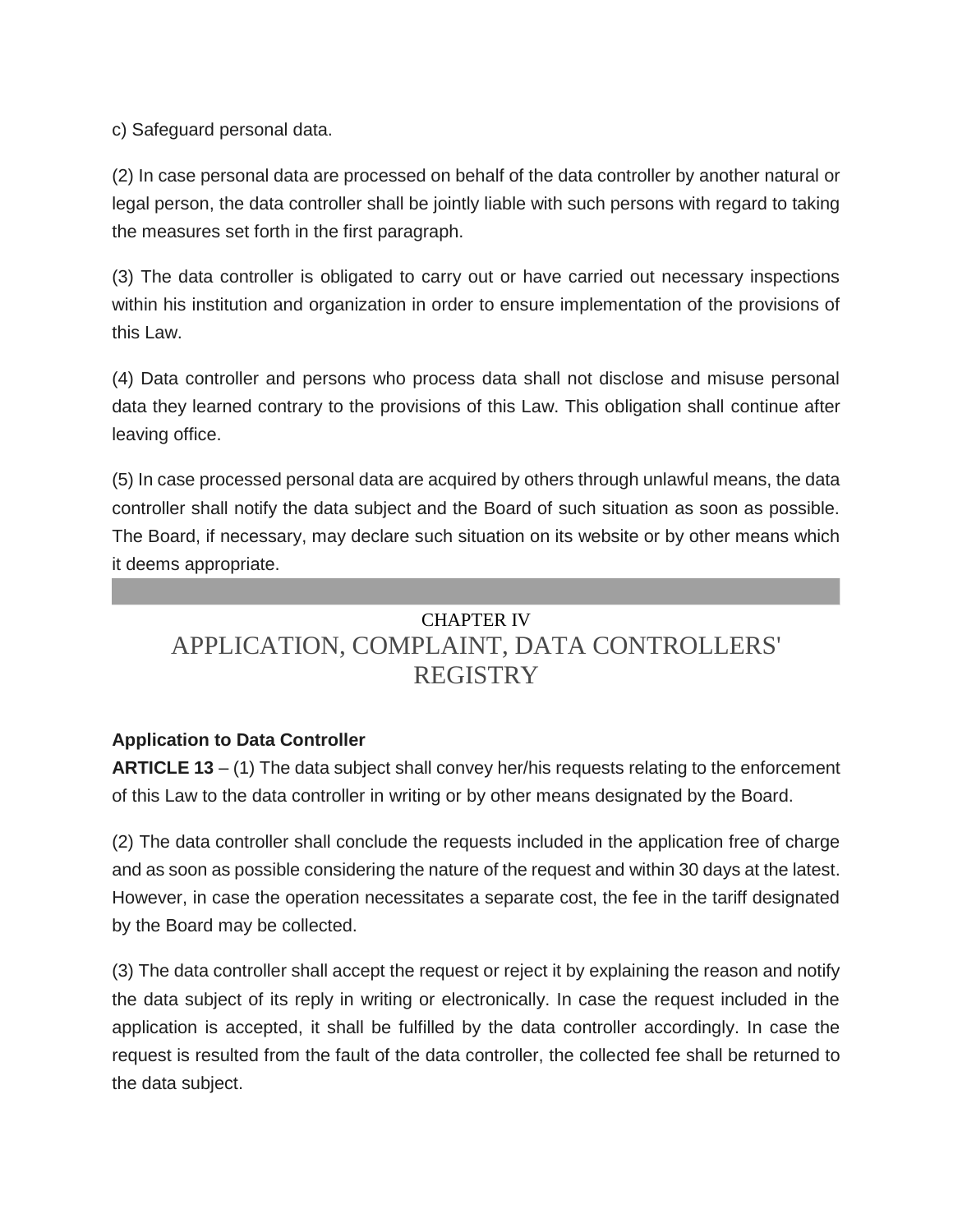c) Safeguard personal data.

(2) In case personal data are processed on behalf of the data controller by another natural or legal person, the data controller shall be jointly liable with such persons with regard to taking the measures set forth in the first paragraph.

(3) The data controller is obligated to carry out or have carried out necessary inspections within his institution and organization in order to ensure implementation of the provisions of this Law.

(4) Data controller and persons who process data shall not disclose and misuse personal data they learned contrary to the provisions of this Law. This obligation shall continue after leaving office.

(5) In case processed personal data are acquired by others through unlawful means, the data controller shall notify the data subject and the Board of such situation as soon as possible. The Board, if necessary, may declare such situation on its website or by other means which it deems appropriate.

## CHAPTER IV
## APPLICATION, COMPLAINT, DATA CONTROLLERS' REGISTRY

**Application to Data Controller**

**ARTICLE 13** – (1) The data subject shall convey her/his requests relating to the enforcement of this Law to the data controller in writing or by other means designated by the Board.

(2) The data controller shall conclude the requests included in the application free of charge and as soon as possible considering the nature of the request and within 30 days at the latest. However, in case the operation necessitates a separate cost, the fee in the tariff designated by the Board may be collected.

(3) The data controller shall accept the request or reject it by explaining the reason and notify the data subject of its reply in writing or electronically. In case the request included in the application is accepted, it shall be fulfilled by the data controller accordingly. In case the request is resulted from the fault of the data controller, the collected fee shall be returned to the data subject.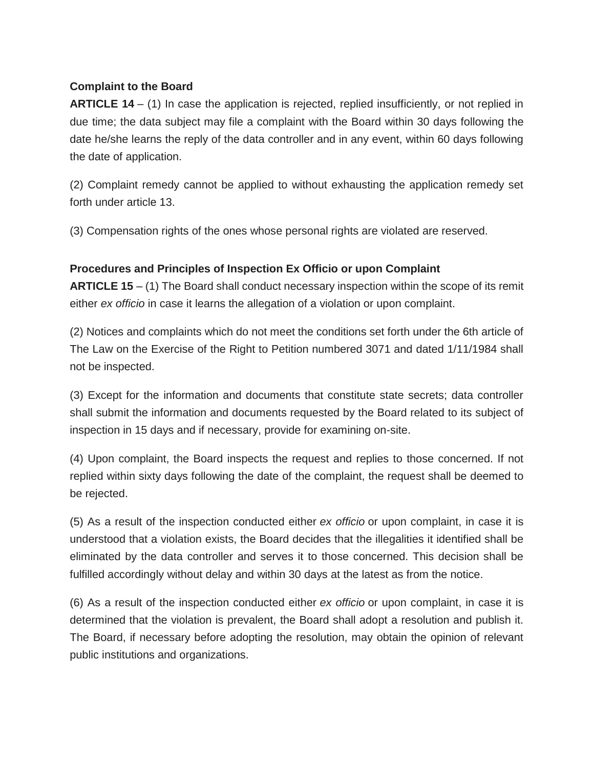**Complaint to the Board**

**ARTICLE 14** – (1) In case the application is rejected, replied insufficiently, or not replied in due time; the data subject may file a complaint with the Board within 30 days following the date he/she learns the reply of the data controller and in any event, within 60 days following the date of application.

(2) Complaint remedy cannot be applied to without exhausting the application remedy set forth under article 13.

(3) Compensation rights of the ones whose personal rights are violated are reserved.

**Procedures and Principles of Inspection Ex Officio or upon Complaint**

**ARTICLE 15** – (1) The Board shall conduct necessary inspection within the scope of its remit either *ex officio* in case it learns the allegation of a violation or upon complaint.

(2) Notices and complaints which do not meet the conditions set forth under the 6th article of The Law on the Exercise of the Right to Petition numbered 3071 and dated 1/11/1984 shall not be inspected.

(3) Except for the information and documents that constitute state secrets; data controller shall submit the information and documents requested by the Board related to its subject of inspection in 15 days and if necessary, provide for examining on-site.

(4) Upon complaint, the Board inspects the request and replies to those concerned. If not replied within sixty days following the date of the complaint, the request shall be deemed to be rejected.

(5) As a result of the inspection conducted either *ex officio* or upon complaint, in case it is understood that a violation exists, the Board decides that the illegalities it identified shall be eliminated by the data controller and serves it to those concerned. This decision shall be fulfilled accordingly without delay and within 30 days at the latest as from the notice.

(6) As a result of the inspection conducted either *ex officio* or upon complaint, in case it is determined that the violation is prevalent, the Board shall adopt a resolution and publish it. The Board, if necessary before adopting the resolution, may obtain the opinion of relevant public institutions and organizations.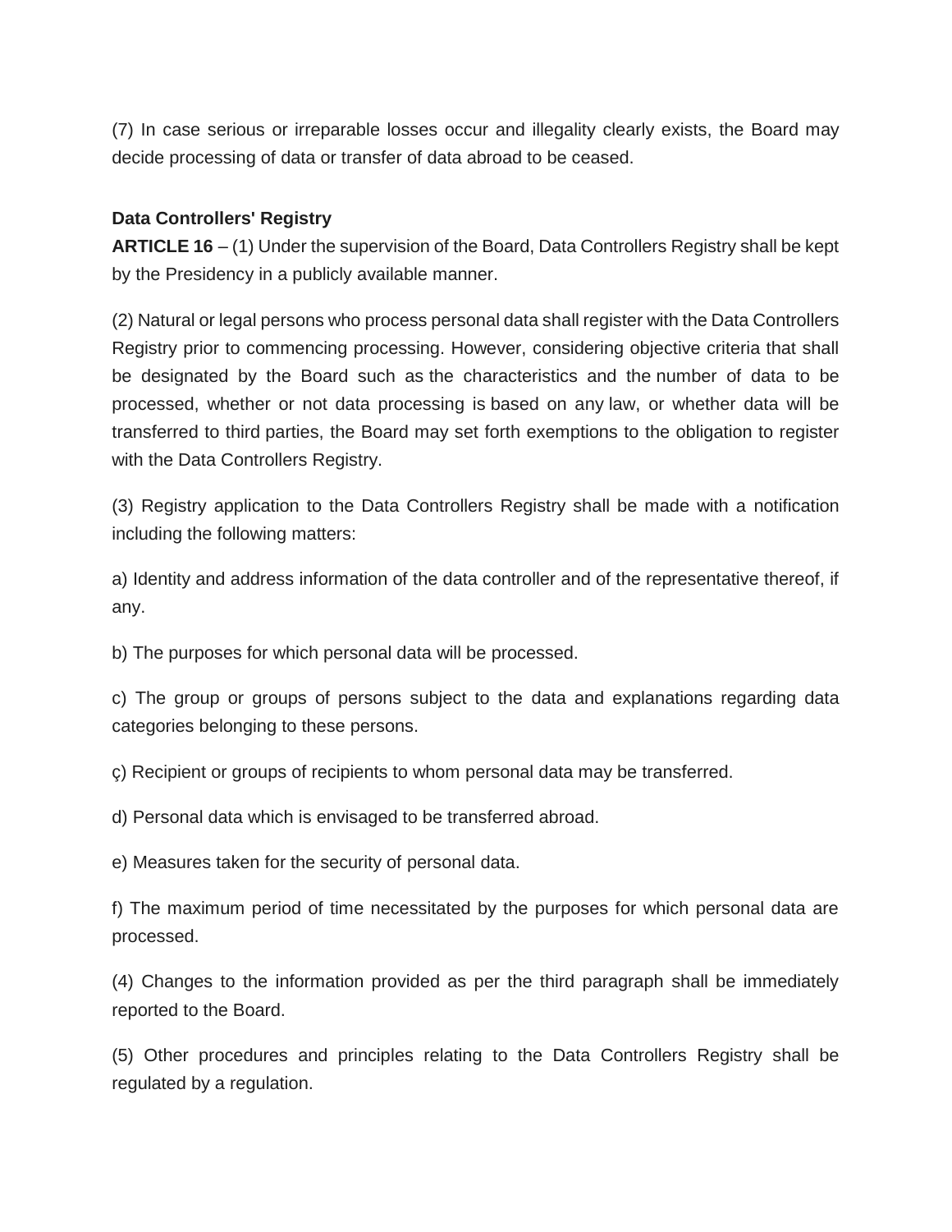(7) In case serious or irreparable losses occur and illegality clearly exists, the Board may decide processing of data or transfer of data abroad to be ceased.

**Data Controllers' Registry**

**ARTICLE 16** – (1) Under the supervision of the Board, Data Controllers Registry shall be kept by the Presidency in a publicly available manner.

(2) Natural or legal persons who process personal data shall register with the Data Controllers Registry prior to commencing processing. However, considering objective criteria that shall be designated by the Board such as the characteristics and the number of data to be processed, whether or not data processing is based on any law, or whether data will be transferred to third parties, the Board may set forth exemptions to the obligation to register with the Data Controllers Registry.

(3) Registry application to the Data Controllers Registry shall be made with a notification including the following matters:

a) Identity and address information of the data controller and of the representative thereof, if any.

b) The purposes for which personal data will be processed.

c) The group or groups of persons subject to the data and explanations regarding data categories belonging to these persons.

ç) Recipient or groups of recipients to whom personal data may be transferred.

d) Personal data which is envisaged to be transferred abroad.

e) Measures taken for the security of personal data.

f) The maximum period of time necessitated by the purposes for which personal data are processed.

(4) Changes to the information provided as per the third paragraph shall be immediately reported to the Board.

(5) Other procedures and principles relating to the Data Controllers Registry shall be regulated by a regulation.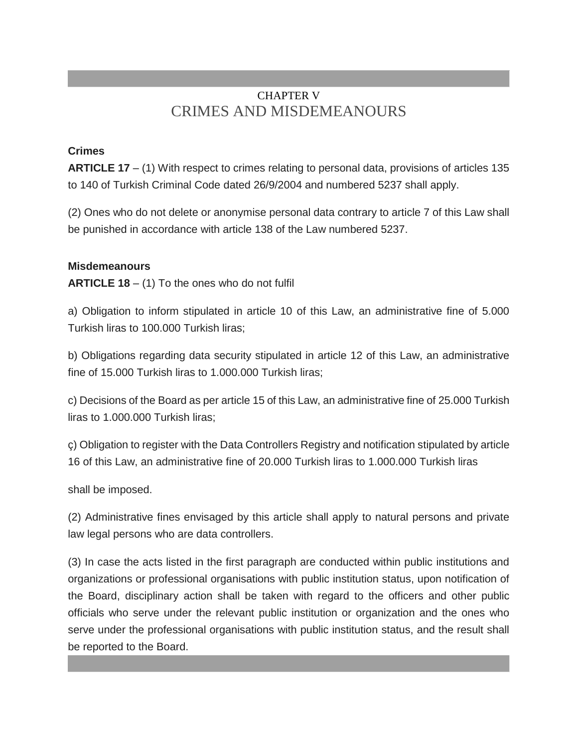## CHAPTER V
# CRIMES AND MISDEMEANOURS

**Crimes**

**ARTICLE 17** – (1) With respect to crimes relating to personal data, provisions of articles 135 to 140 of Turkish Criminal Code dated 26/9/2004 and numbered 5237 shall apply.

(2) Ones who do not delete or anonymise personal data contrary to article 7 of this Law shall be punished in accordance with article 138 of the Law numbered 5237.

**Misdemeanours**

**ARTICLE 18** – (1) To the ones who do not fulfil

a) Obligation to inform stipulated in article 10 of this Law, an administrative fine of 5.000 Turkish liras to 100.000 Turkish liras;

b) Obligations regarding data security stipulated in article 12 of this Law, an administrative fine of 15.000 Turkish liras to 1.000.000 Turkish liras;

c) Decisions of the Board as per article 15 of this Law, an administrative fine of 25.000 Turkish liras to 1.000.000 Turkish liras;

ç) Obligation to register with the Data Controllers Registry and notification stipulated by article 16 of this Law, an administrative fine of 20.000 Turkish liras to 1.000.000 Turkish liras

shall be imposed.

(2) Administrative fines envisaged by this article shall apply to natural persons and private law legal persons who are data controllers.

(3) In case the acts listed in the first paragraph are conducted within public institutions and organizations or professional organisations with public institution status, upon notification of the Board, disciplinary action shall be taken with regard to the officers and other public officials who serve under the relevant public institution or organization and the ones who serve under the professional organisations with public institution status, and the result shall be reported to the Board.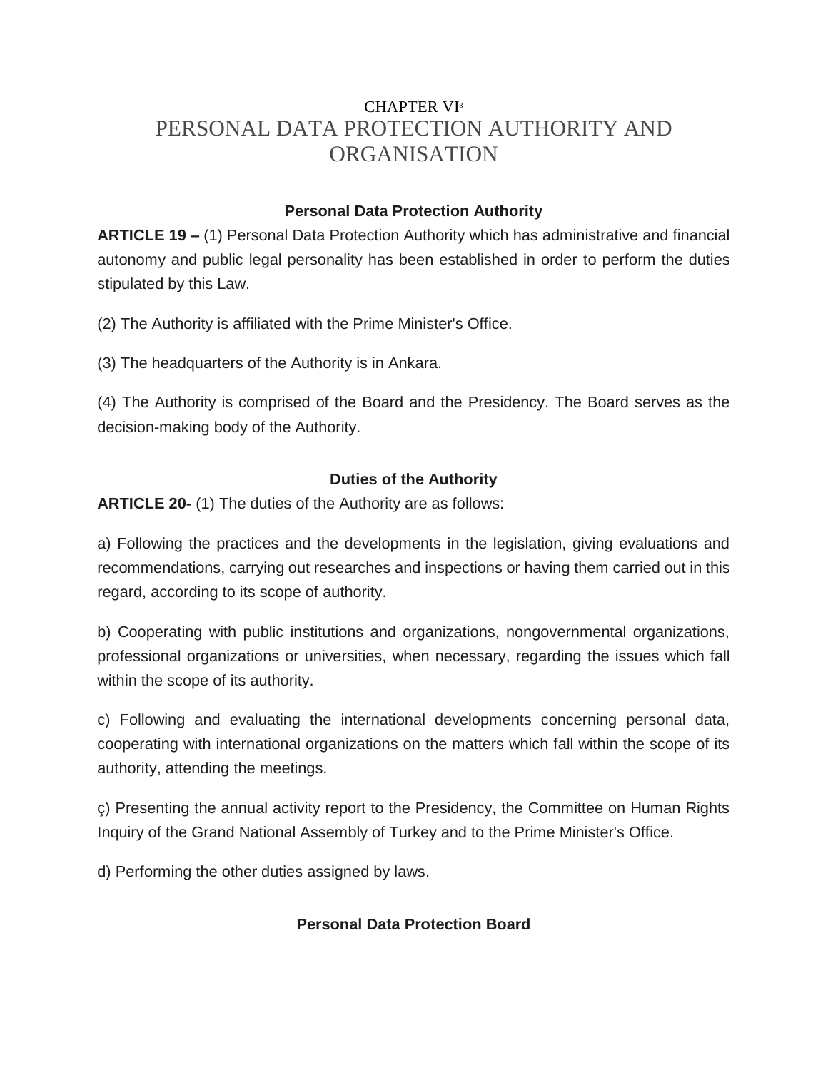# CHAPTER VI[3]

# PERSONAL DATA PROTECTION AUTHORITY AND ORGANISATION

### Personal Data Protection Authority

**ARTICLE 19 –** (1) Personal Data Protection Authority which has administrative and financial autonomy and public legal personality has been established in order to perform the duties stipulated by this Law.

(2) The Authority is affiliated with the Prime Minister's Office.

(3) The headquarters of the Authority is in Ankara.

(4) The Authority is comprised of the Board and the Presidency. The Board serves as the decision-making body of the Authority.

### Duties of the Authority

**ARTICLE 20-** (1) The duties of the Authority are as follows:

a) Following the practices and the developments in the legislation, giving evaluations and recommendations, carrying out researches and inspections or having them carried out in this regard, according to its scope of authority.

b) Cooperating with public institutions and organizations, nongovernmental organizations, professional organizations or universities, when necessary, regarding the issues which fall within the scope of its authority.

c) Following and evaluating the international developments concerning personal data, cooperating with international organizations on the matters which fall within the scope of its authority, attending the meetings.

ç) Presenting the annual activity report to the Presidency, the Committee on Human Rights Inquiry of the Grand National Assembly of Turkey and to the Prime Minister's Office.

d) Performing the other duties assigned by laws.

### Personal Data Protection Board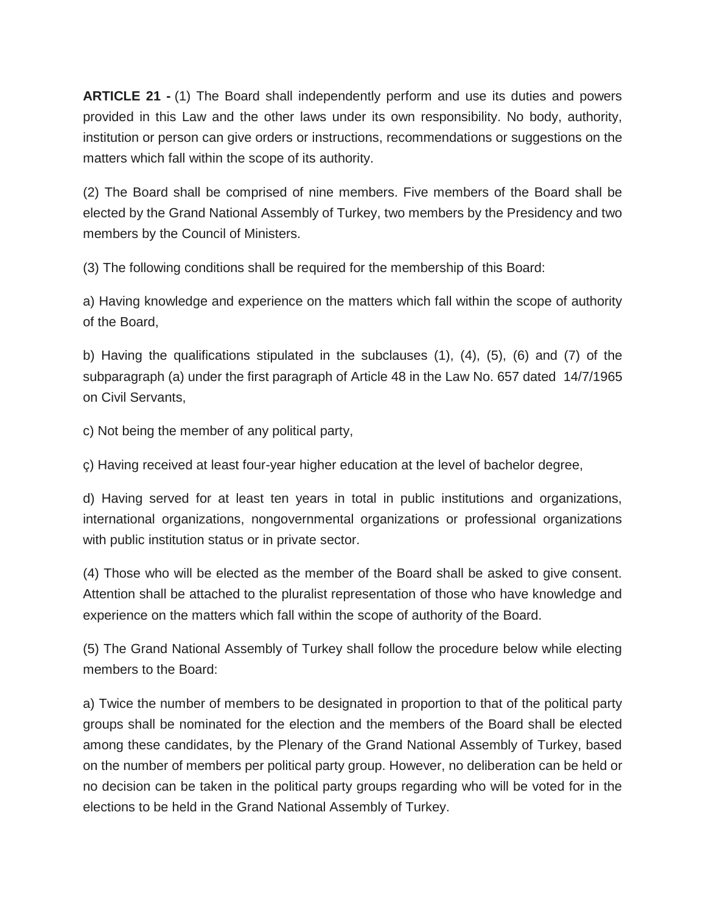**ARTICLE 21 -** (1) The Board shall independently perform and use its duties and powers provided in this Law and the other laws under its own responsibility. No body, authority, institution or person can give orders or instructions, recommendations or suggestions on the matters which fall within the scope of its authority.

(2) The Board shall be comprised of nine members. Five members of the Board shall be elected by the Grand National Assembly of Turkey, two members by the Presidency and two members by the Council of Ministers.

(3) The following conditions shall be required for the membership of this Board:

a) Having knowledge and experience on the matters which fall within the scope of authority of the Board,

b) Having the qualifications stipulated in the subclauses (1), (4), (5), (6) and (7) of the subparagraph (a) under the first paragraph of Article 48 in the Law No. 657 dated 14/7/1965 on Civil Servants,

c) Not being the member of any political party,

ç) Having received at least four-year higher education at the level of bachelor degree,

d) Having served for at least ten years in total in public institutions and organizations, international organizations, nongovernmental organizations or professional organizations with public institution status or in private sector.

(4) Those who will be elected as the member of the Board shall be asked to give consent. Attention shall be attached to the pluralist representation of those who have knowledge and experience on the matters which fall within the scope of authority of the Board.

(5) The Grand National Assembly of Turkey shall follow the procedure below while electing members to the Board:

a) Twice the number of members to be designated in proportion to that of the political party groups shall be nominated for the election and the members of the Board shall be elected among these candidates, by the Plenary of the Grand National Assembly of Turkey, based on the number of members per political party group. However, no deliberation can be held or no decision can be taken in the political party groups regarding who will be voted for in the elections to be held in the Grand National Assembly of Turkey.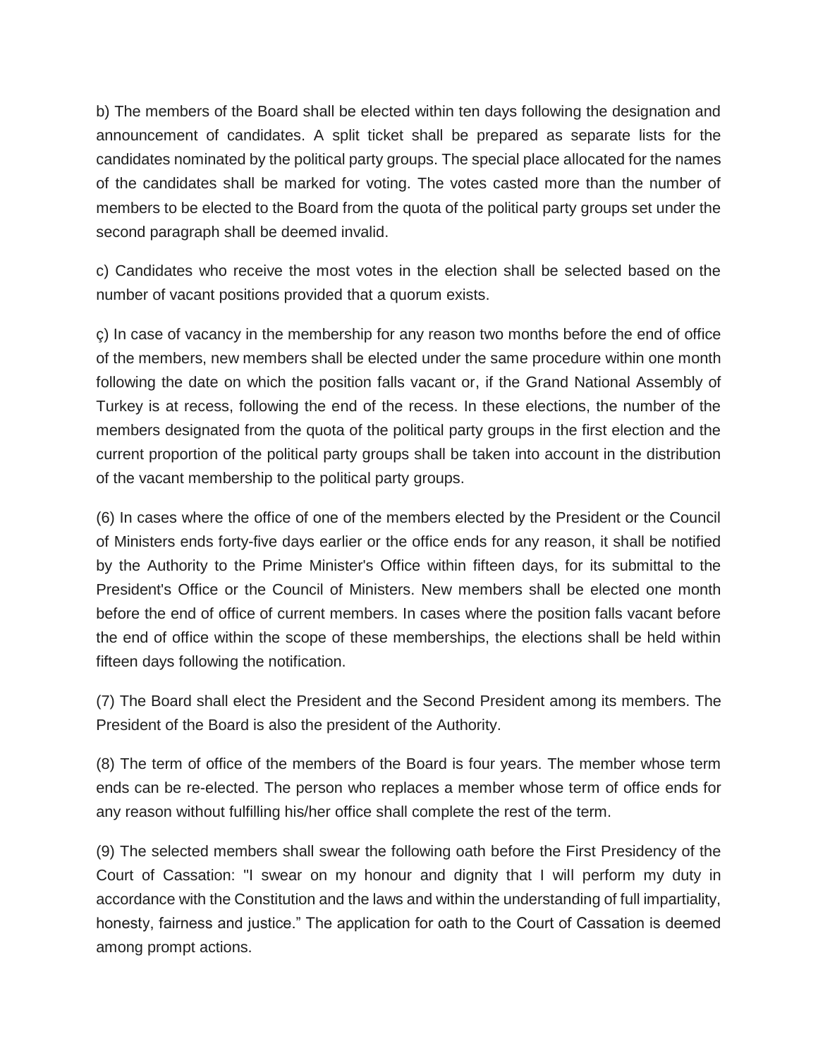b) The members of the Board shall be elected within ten days following the designation and announcement of candidates. A split ticket shall be prepared as separate lists for the candidates nominated by the political party groups. The special place allocated for the names of the candidates shall be marked for voting. The votes casted more than the number of members to be elected to the Board from the quota of the political party groups set under the second paragraph shall be deemed invalid.

c) Candidates who receive the most votes in the election shall be selected based on the number of vacant positions provided that a quorum exists.

ç) In case of vacancy in the membership for any reason two months before the end of office of the members, new members shall be elected under the same procedure within one month following the date on which the position falls vacant or, if the Grand National Assembly of Turkey is at recess, following the end of the recess. In these elections, the number of the members designated from the quota of the political party groups in the first election and the current proportion of the political party groups shall be taken into account in the distribution of the vacant membership to the political party groups.

(6) In cases where the office of one of the members elected by the President or the Council of Ministers ends forty-five days earlier or the office ends for any reason, it shall be notified by the Authority to the Prime Minister's Office within fifteen days, for its submittal to the President's Office or the Council of Ministers. New members shall be elected one month before the end of office of current members. In cases where the position falls vacant before the end of office within the scope of these memberships, the elections shall be held within fifteen days following the notification.

(7) The Board shall elect the President and the Second President among its members. The President of the Board is also the president of the Authority.

(8) The term of office of the members of the Board is four years. The member whose term ends can be re-elected. The person who replaces a member whose term of office ends for any reason without fulfilling his/her office shall complete the rest of the term.

(9) The selected members shall swear the following oath before the First Presidency of the Court of Cassation: "I swear on my honour and dignity that I will perform my duty in accordance with the Constitution and the laws and within the understanding of full impartiality, honesty, fairness and justice." The application for oath to the Court of Cassation is deemed among prompt actions.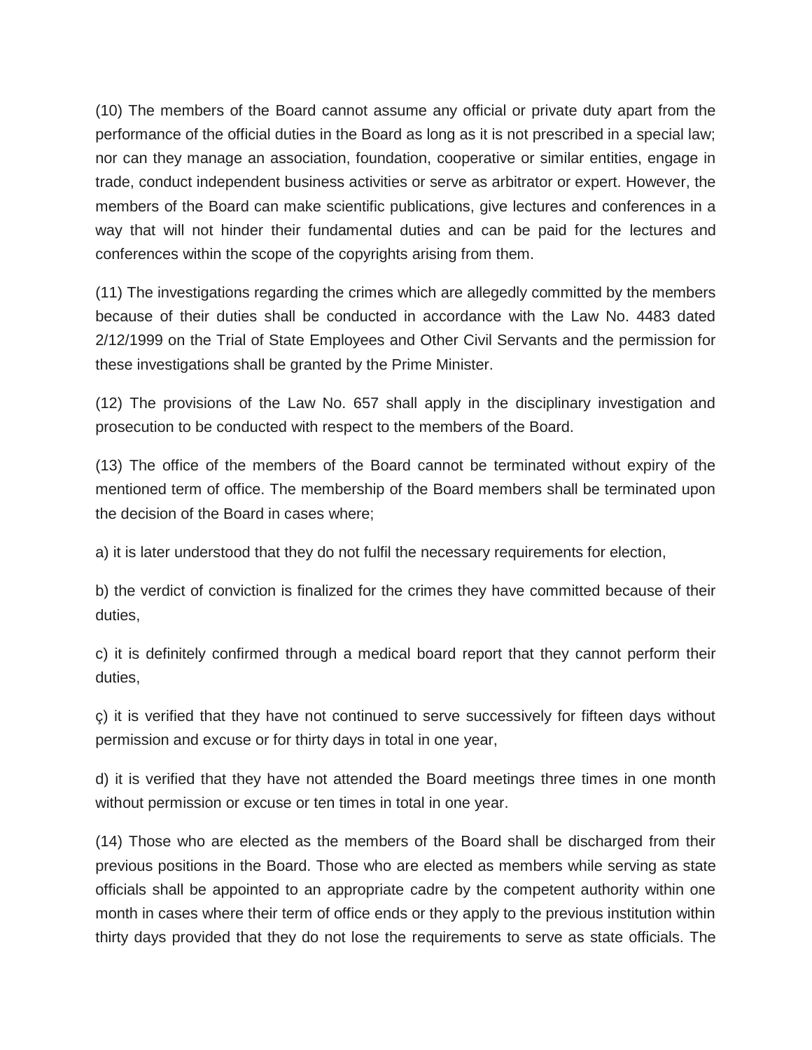(10) The members of the Board cannot assume any official or private duty apart from the performance of the official duties in the Board as long as it is not prescribed in a special law; nor can they manage an association, foundation, cooperative or similar entities, engage in trade, conduct independent business activities or serve as arbitrator or expert. However, the members of the Board can make scientific publications, give lectures and conferences in a way that will not hinder their fundamental duties and can be paid for the lectures and conferences within the scope of the copyrights arising from them.

(11) The investigations regarding the crimes which are allegedly committed by the members because of their duties shall be conducted in accordance with the Law No. 4483 dated 2/12/1999 on the Trial of State Employees and Other Civil Servants and the permission for these investigations shall be granted by the Prime Minister.

(12) The provisions of the Law No. 657 shall apply in the disciplinary investigation and prosecution to be conducted with respect to the members of the Board.

(13) The office of the members of the Board cannot be terminated without expiry of the mentioned term of office. The membership of the Board members shall be terminated upon the decision of the Board in cases where;

a) it is later understood that they do not fulfil the necessary requirements for election,

b) the verdict of conviction is finalized for the crimes they have committed because of their duties,

c) it is definitely confirmed through a medical board report that they cannot perform their duties,

ç) it is verified that they have not continued to serve successively for fifteen days without permission and excuse or for thirty days in total in one year,

d) it is verified that they have not attended the Board meetings three times in one month without permission or excuse or ten times in total in one year.

(14) Those who are elected as the members of the Board shall be discharged from their previous positions in the Board. Those who are elected as members while serving as state officials shall be appointed to an appropriate cadre by the competent authority within one month in cases where their term of office ends or they apply to the previous institution within thirty days provided that they do not lose the requirements to serve as state officials. The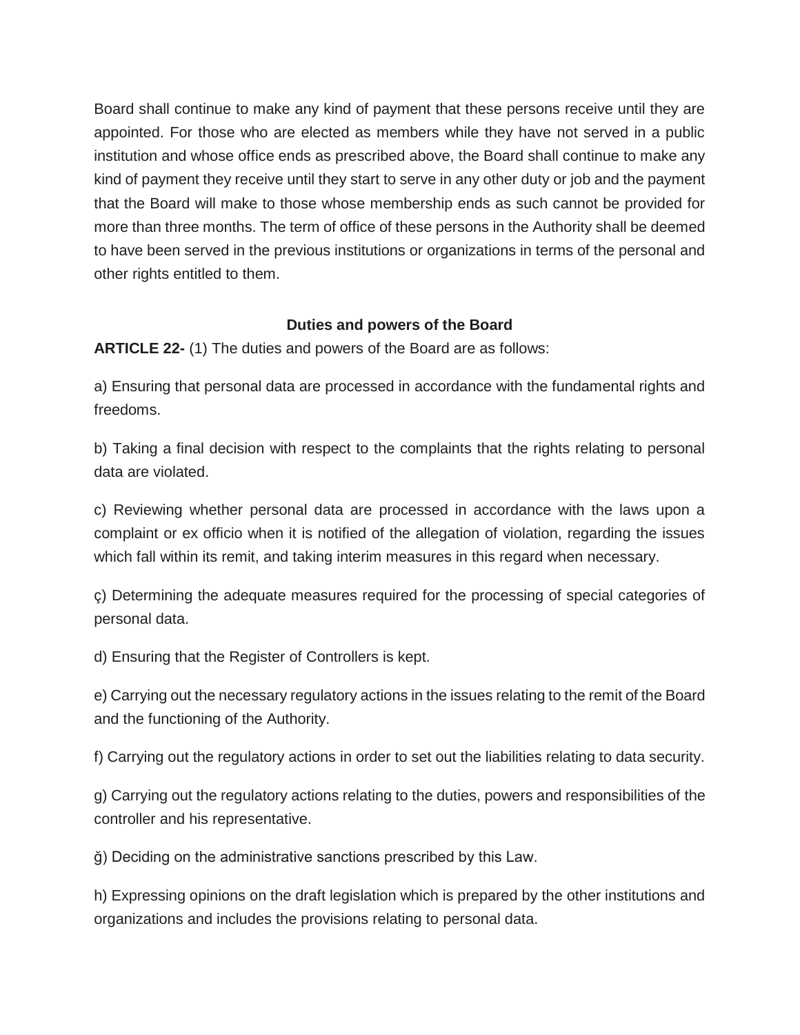Board shall continue to make any kind of payment that these persons receive until they are appointed. For those who are elected as members while they have not served in a public institution and whose office ends as prescribed above, the Board shall continue to make any kind of payment they receive until they start to serve in any other duty or job and the payment that the Board will make to those whose membership ends as such cannot be provided for more than three months. The term of office of these persons in the Authority shall be deemed to have been served in the previous institutions or organizations in terms of the personal and other rights entitled to them.

### Duties and powers of the Board

**ARTICLE 22-** (1) The duties and powers of the Board are as follows:

a) Ensuring that personal data are processed in accordance with the fundamental rights and freedoms.

b) Taking a final decision with respect to the complaints that the rights relating to personal data are violated.

c) Reviewing whether personal data are processed in accordance with the laws upon a complaint or ex officio when it is notified of the allegation of violation, regarding the issues which fall within its remit, and taking interim measures in this regard when necessary.

ç) Determining the adequate measures required for the processing of special categories of personal data.

d) Ensuring that the Register of Controllers is kept.

e) Carrying out the necessary regulatory actions in the issues relating to the remit of the Board and the functioning of the Authority.

f) Carrying out the regulatory actions in order to set out the liabilities relating to data security.

g) Carrying out the regulatory actions relating to the duties, powers and responsibilities of the controller and his representative.

ğ) Deciding on the administrative sanctions prescribed by this Law.

h) Expressing opinions on the draft legislation which is prepared by the other institutions and organizations and includes the provisions relating to personal data.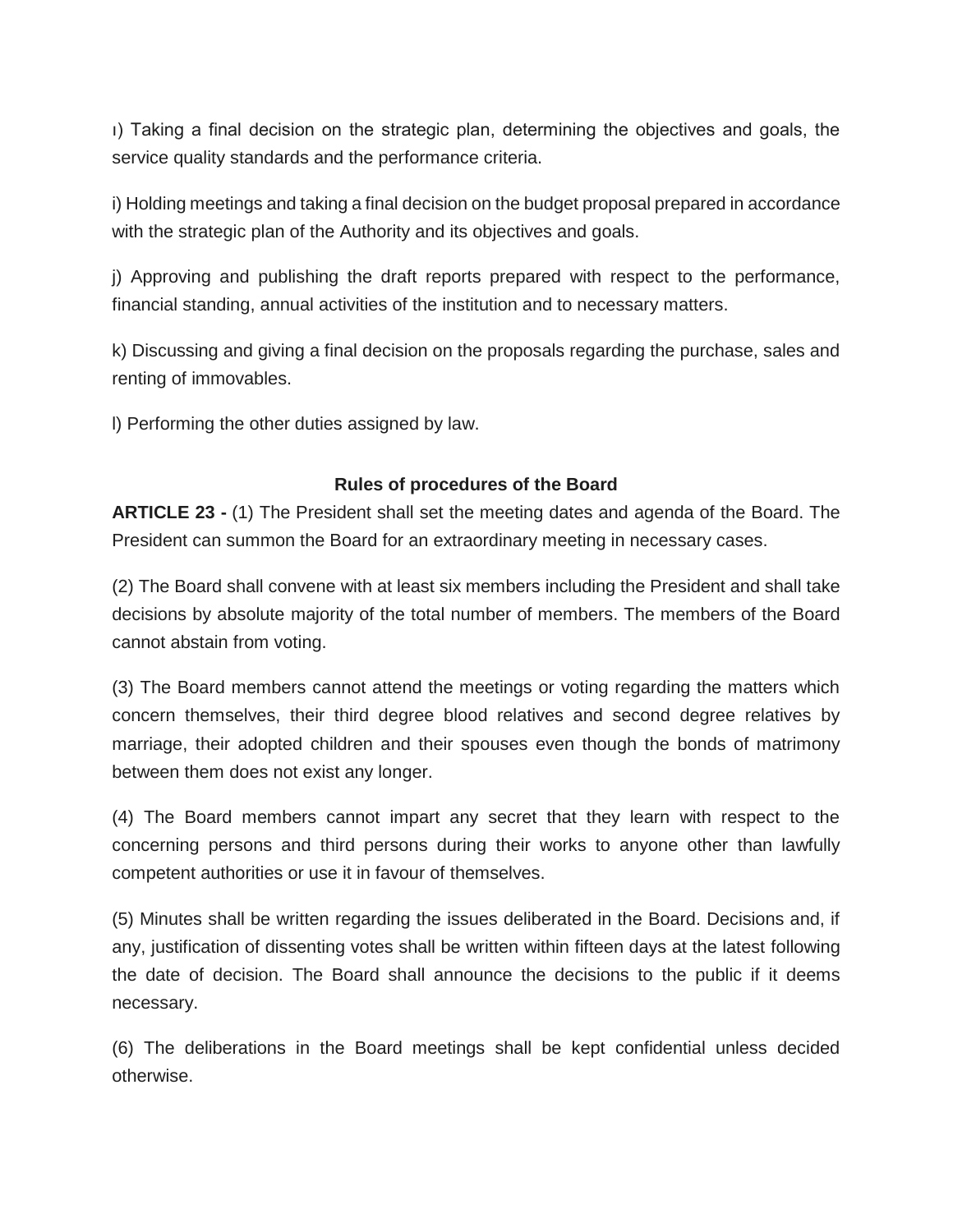ı) Taking a final decision on the strategic plan, determining the objectives and goals, the service quality standards and the performance criteria.

i) Holding meetings and taking a final decision on the budget proposal prepared in accordance with the strategic plan of the Authority and its objectives and goals.

j) Approving and publishing the draft reports prepared with respect to the performance, financial standing, annual activities of the institution and to necessary matters.

k) Discussing and giving a final decision on the proposals regarding the purchase, sales and renting of immovables.

l) Performing the other duties assigned by law.

**Rules of procedures of the Board**

**ARTICLE 23 -** (1) The President shall set the meeting dates and agenda of the Board. The President can summon the Board for an extraordinary meeting in necessary cases.

(2) The Board shall convene with at least six members including the President and shall take decisions by absolute majority of the total number of members. The members of the Board cannot abstain from voting.

(3) The Board members cannot attend the meetings or voting regarding the matters which concern themselves, their third degree blood relatives and second degree relatives by marriage, their adopted children and their spouses even though the bonds of matrimony between them does not exist any longer.

(4) The Board members cannot impart any secret that they learn with respect to the concerning persons and third persons during their works to anyone other than lawfully competent authorities or use it in favour of themselves.

(5) Minutes shall be written regarding the issues deliberated in the Board. Decisions and, if any, justification of dissenting votes shall be written within fifteen days at the latest following the date of decision. The Board shall announce the decisions to the public if it deems necessary.

(6) The deliberations in the Board meetings shall be kept confidential unless decided otherwise.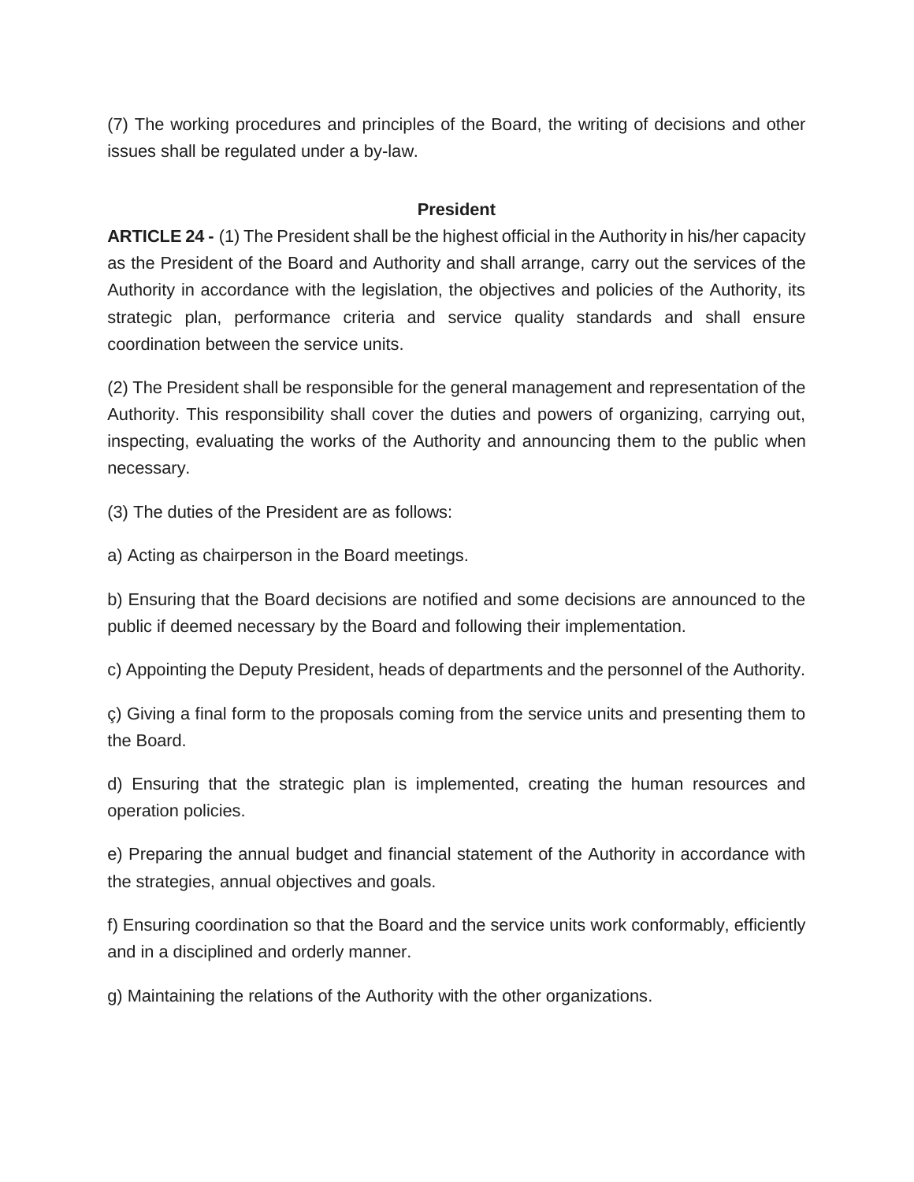(7) The working procedures and principles of the Board, the writing of decisions and other issues shall be regulated under a by-law.

### President

**ARTICLE 24 -** (1) The President shall be the highest official in the Authority in his/her capacity as the President of the Board and Authority and shall arrange, carry out the services of the Authority in accordance with the legislation, the objectives and policies of the Authority, its strategic plan, performance criteria and service quality standards and shall ensure coordination between the service units.

(2) The President shall be responsible for the general management and representation of the Authority. This responsibility shall cover the duties and powers of organizing, carrying out, inspecting, evaluating the works of the Authority and announcing them to the public when necessary.

(3) The duties of the President are as follows:

a) Acting as chairperson in the Board meetings.

b) Ensuring that the Board decisions are notified and some decisions are announced to the public if deemed necessary by the Board and following their implementation.

c) Appointing the Deputy President, heads of departments and the personnel of the Authority.

ç) Giving a final form to the proposals coming from the service units and presenting them to the Board.

d) Ensuring that the strategic plan is implemented, creating the human resources and operation policies.

e) Preparing the annual budget and financial statement of the Authority in accordance with the strategies, annual objectives and goals.

f) Ensuring coordination so that the Board and the service units work conformably, efficiently and in a disciplined and orderly manner.

g) Maintaining the relations of the Authority with the other organizations.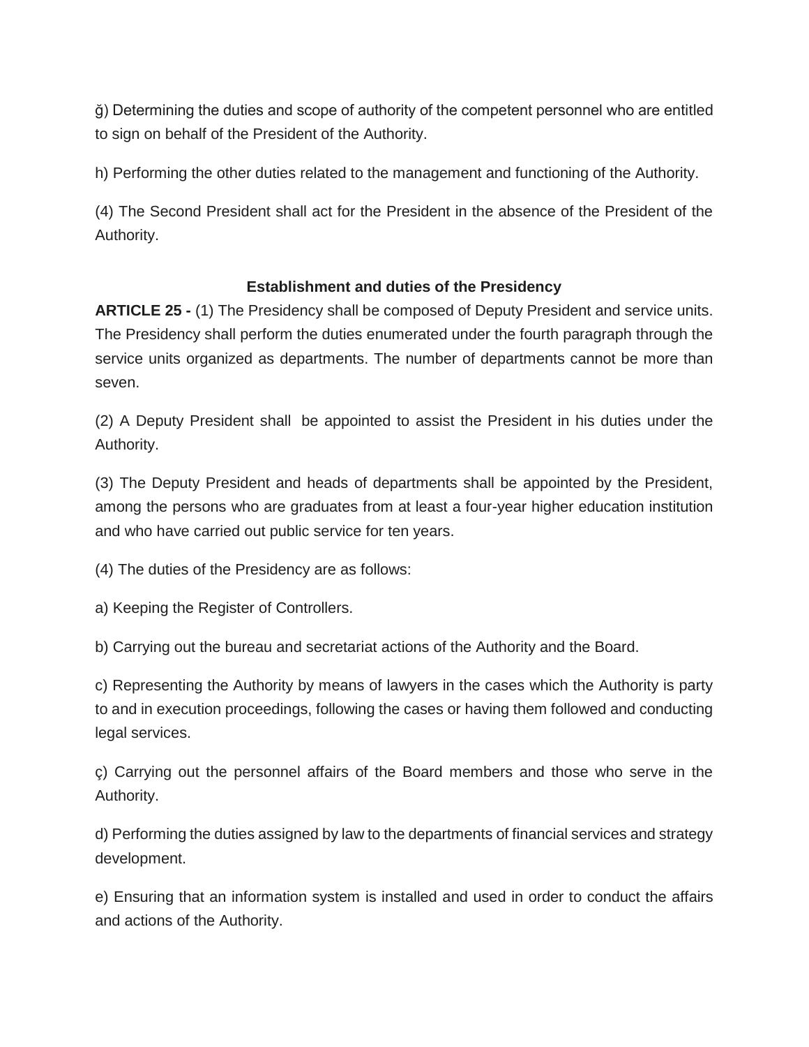ğ) Determining the duties and scope of authority of the competent personnel who are entitled to sign on behalf of the President of the Authority.

h) Performing the other duties related to the management and functioning of the Authority.

(4) The Second President shall act for the President in the absence of the President of the Authority.

### Establishment and duties of the Presidency

**ARTICLE 25 -** (1) The Presidency shall be composed of Deputy President and service units. The Presidency shall perform the duties enumerated under the fourth paragraph through the service units organized as departments. The number of departments cannot be more than seven.

(2) A Deputy President shall be appointed to assist the President in his duties under the Authority.

(3) The Deputy President and heads of departments shall be appointed by the President, among the persons who are graduates from at least a four-year higher education institution and who have carried out public service for ten years.

(4) The duties of the Presidency are as follows:

a) Keeping the Register of Controllers.

b) Carrying out the bureau and secretariat actions of the Authority and the Board.

c) Representing the Authority by means of lawyers in the cases which the Authority is party to and in execution proceedings, following the cases or having them followed and conducting legal services.

ç) Carrying out the personnel affairs of the Board members and those who serve in the Authority.

d) Performing the duties assigned by law to the departments of financial services and strategy development.

e) Ensuring that an information system is installed and used in order to conduct the affairs and actions of the Authority.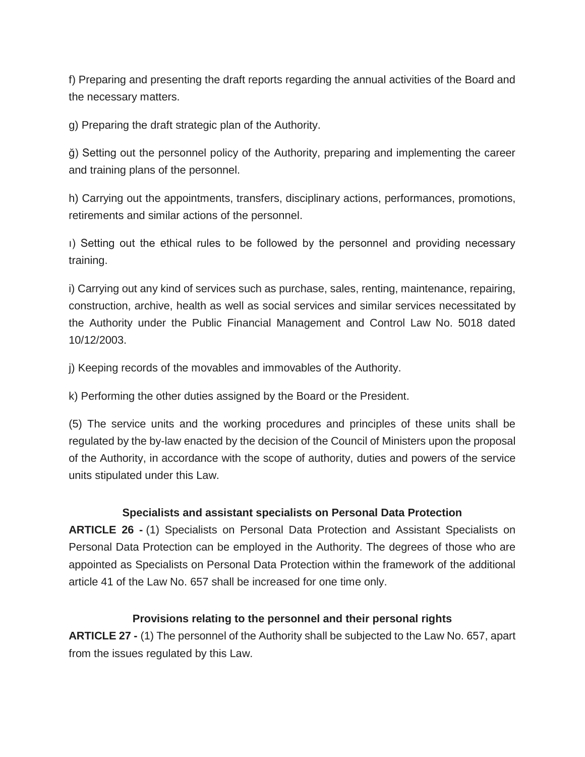f) Preparing and presenting the draft reports regarding the annual activities of the Board and the necessary matters.

g) Preparing the draft strategic plan of the Authority.

ğ) Setting out the personnel policy of the Authority, preparing and implementing the career and training plans of the personnel.

h) Carrying out the appointments, transfers, disciplinary actions, performances, promotions, retirements and similar actions of the personnel.

ı) Setting out the ethical rules to be followed by the personnel and providing necessary training.

i) Carrying out any kind of services such as purchase, sales, renting, maintenance, repairing, construction, archive, health as well as social services and similar services necessitated by the Authority under the Public Financial Management and Control Law No. 5018 dated 10/12/2003.

j) Keeping records of the movables and immovables of the Authority.

k) Performing the other duties assigned by the Board or the President.

(5) The service units and the working procedures and principles of these units shall be regulated by the by-law enacted by the decision of the Council of Ministers upon the proposal of the Authority, in accordance with the scope of authority, duties and powers of the service units stipulated under this Law.

**Specialists and assistant specialists on Personal Data Protection**

**ARTICLE 26 -** (1) Specialists on Personal Data Protection and Assistant Specialists on Personal Data Protection can be employed in the Authority. The degrees of those who are appointed as Specialists on Personal Data Protection within the framework of the additional article 41 of the Law No. 657 shall be increased for one time only.

**Provisions relating to the personnel and their personal rights**

**ARTICLE 27 -** (1) The personnel of the Authority shall be subjected to the Law No. 657, apart from the issues regulated by this Law.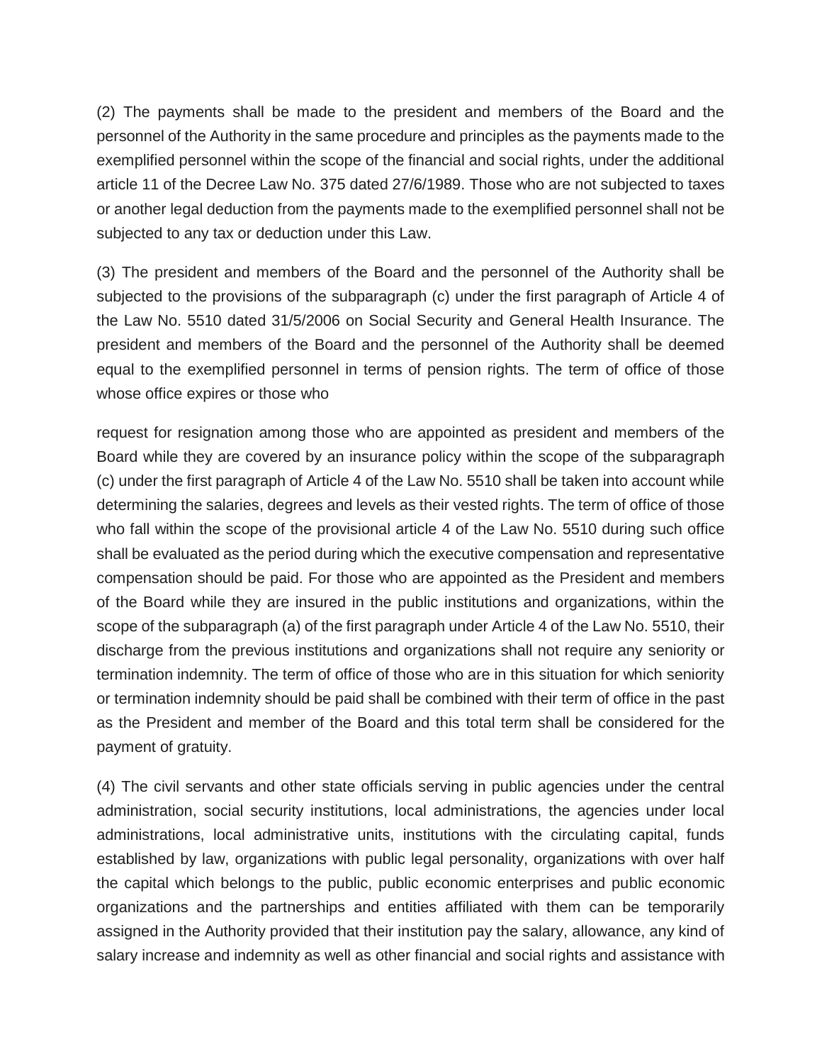(2) The payments shall be made to the president and members of the Board and the personnel of the Authority in the same procedure and principles as the payments made to the exemplified personnel within the scope of the financial and social rights, under the additional article 11 of the Decree Law No. 375 dated 27/6/1989. Those who are not subjected to taxes or another legal deduction from the payments made to the exemplified personnel shall not be subjected to any tax or deduction under this Law.

(3) The president and members of the Board and the personnel of the Authority shall be subjected to the provisions of the subparagraph (c) under the first paragraph of Article 4 of the Law No. 5510 dated 31/5/2006 on Social Security and General Health Insurance. The president and members of the Board and the personnel of the Authority shall be deemed equal to the exemplified personnel in terms of pension rights. The term of office of those whose office expires or those who request for resignation among those who are appointed as president and members of the Board while they are covered by an insurance policy within the scope of the subparagraph (c) under the first paragraph of Article 4 of the Law No. 5510 shall be taken into account while determining the salaries, degrees and levels as their vested rights. The term of office of those who fall within the scope of the provisional article 4 of the Law No. 5510 during such office shall be evaluated as the period during which the executive compensation and representative compensation should be paid. For those who are appointed as the President and members of the Board while they are insured in the public institutions and organizations, within the scope of the subparagraph (a) of the first paragraph under Article 4 of the Law No. 5510, their discharge from the previous institutions and organizations shall not require any seniority or termination indemnity. The term of office of those who are in this situation for which seniority or termination indemnity should be paid shall be combined with their term of office in the past as the President and member of the Board and this total term shall be considered for the payment of gratuity.

(4) The civil servants and other state officials serving in public agencies under the central administration, social security institutions, local administrations, the agencies under local administrations, local administrative units, institutions with the circulating capital, funds established by law, organizations with public legal personality, organizations with over half the capital which belongs to the public, public economic enterprises and public economic organizations and the partnerships and entities affiliated with them can be temporarily assigned in the Authority provided that their institution pay the salary, allowance, any kind of salary increase and indemnity as well as other financial and social rights and assistance with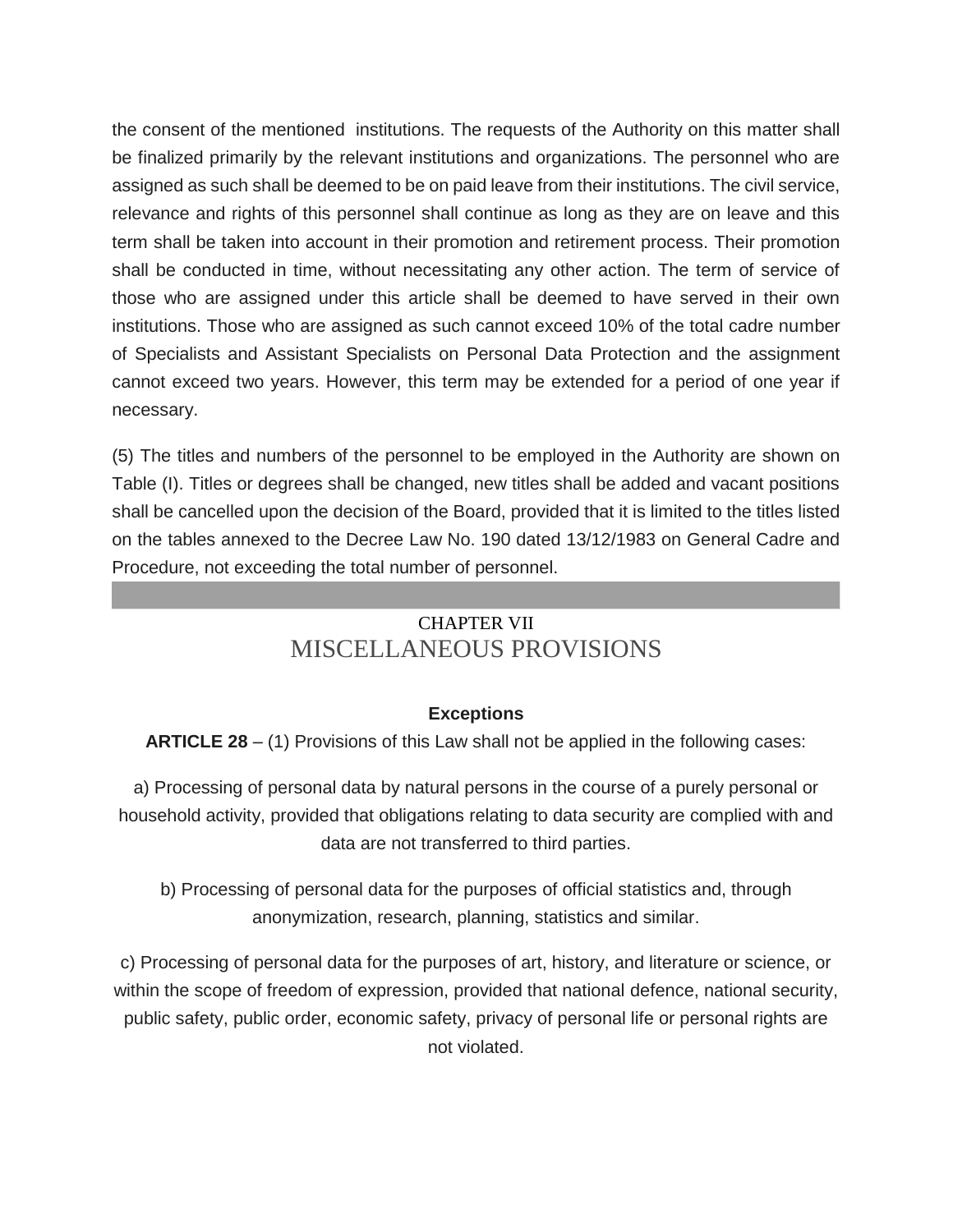the consent of the mentioned institutions. The requests of the Authority on this matter shall be finalized primarily by the relevant institutions and organizations. The personnel who are assigned as such shall be deemed to be on paid leave from their institutions. The civil service, relevance and rights of this personnel shall continue as long as they are on leave and this term shall be taken into account in their promotion and retirement process. Their promotion shall be conducted in time, without necessitating any other action. The term of service of those who are assigned under this article shall be deemed to have served in their own institutions. Those who are assigned as such cannot exceed 10% of the total cadre number of Specialists and Assistant Specialists on Personal Data Protection and the assignment cannot exceed two years. However, this term may be extended for a period of one year if necessary.

(5) The titles and numbers of the personnel to be employed in the Authority are shown on Table (I). Titles or degrees shall be changed, new titles shall be added and vacant positions shall be cancelled upon the decision of the Board, provided that it is limited to the titles listed on the tables annexed to the Decree Law No. 190 dated 13/12/1983 on General Cadre and Procedure, not exceeding the total number of personnel.

## CHAPTER VII
## MISCELLANEOUS PROVISIONS

### Exceptions

**ARTICLE 28** – (1) Provisions of this Law shall not be applied in the following cases:

a) Processing of personal data by natural persons in the course of a purely personal or household activity, provided that obligations relating to data security are complied with and data are not transferred to third parties.

b) Processing of personal data for the purposes of official statistics and, through anonymization, research, planning, statistics and similar.

c) Processing of personal data for the purposes of art, history, and literature or science, or within the scope of freedom of expression, provided that national defence, national security, public safety, public order, economic safety, privacy of personal life or personal rights are not violated.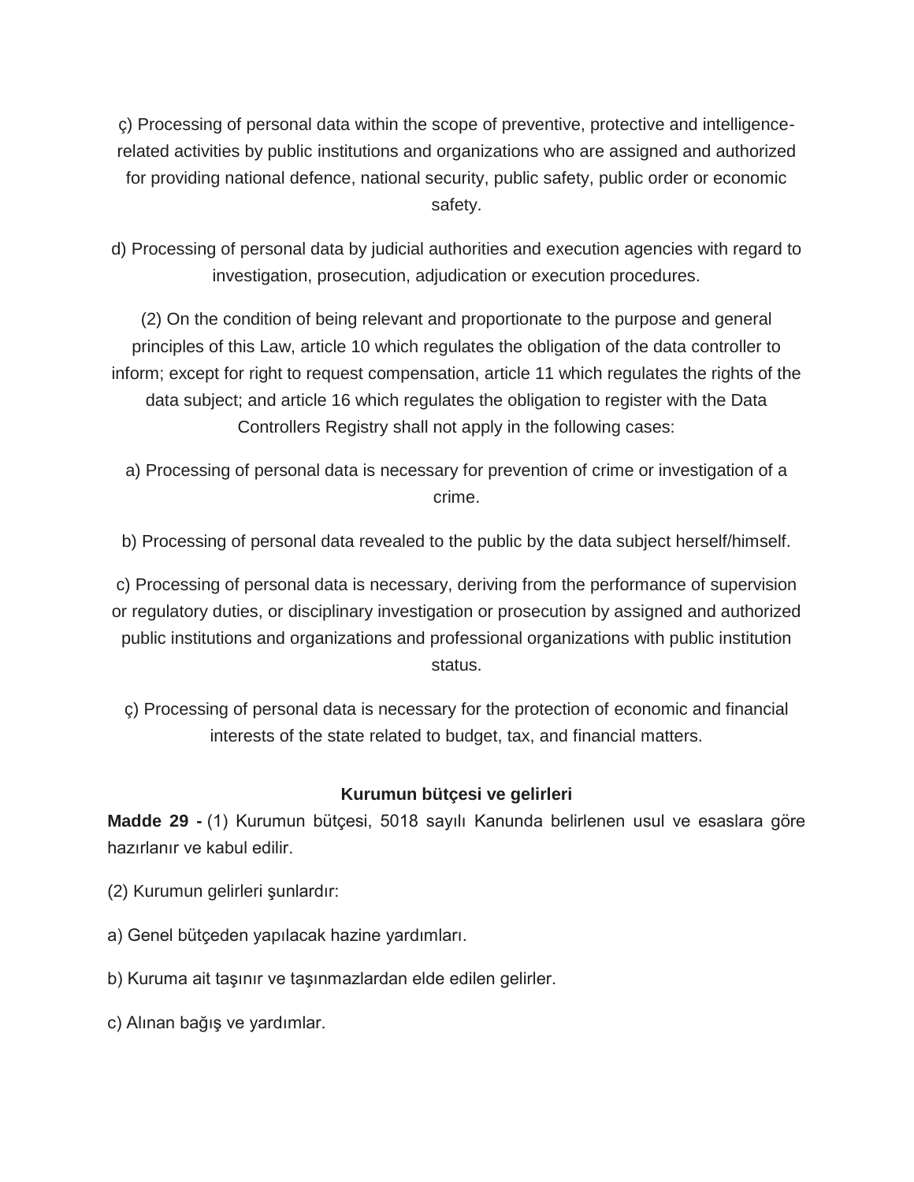ç) Processing of personal data within the scope of preventive, protective and intelligence-related activities by public institutions and organizations who are assigned and authorized for providing national defence, national security, public safety, public order or economic safety.

d) Processing of personal data by judicial authorities and execution agencies with regard to investigation, prosecution, adjudication or execution procedures.

(2) On the condition of being relevant and proportionate to the purpose and general principles of this Law, article 10 which regulates the obligation of the data controller to inform; except for right to request compensation, article 11 which regulates the rights of the data subject; and article 16 which regulates the obligation to register with the Data Controllers Registry shall not apply in the following cases:

a) Processing of personal data is necessary for prevention of crime or investigation of a crime.

b) Processing of personal data revealed to the public by the data subject herself/himself.

c) Processing of personal data is necessary, deriving from the performance of supervision or regulatory duties, or disciplinary investigation or prosecution by assigned and authorized public institutions and organizations and professional organizations with public institution status.

ç) Processing of personal data is necessary for the protection of economic and financial interests of the state related to budget, tax, and financial matters.

### Kurumun bütçesi ve gelirleri

**Madde 29 -** (1) Kurumun bütçesi, 5018 sayılı Kanunda belirlenen usul ve esaslara göre hazırlanır ve kabul edilir.

(2) Kurumun gelirleri şunlardır:

a) Genel bütçeden yapılacak hazine yardımları.

b) Kuruma ait taşınır ve taşınmazlardan elde edilen gelirler.

c) Alınan bağış ve yardımlar.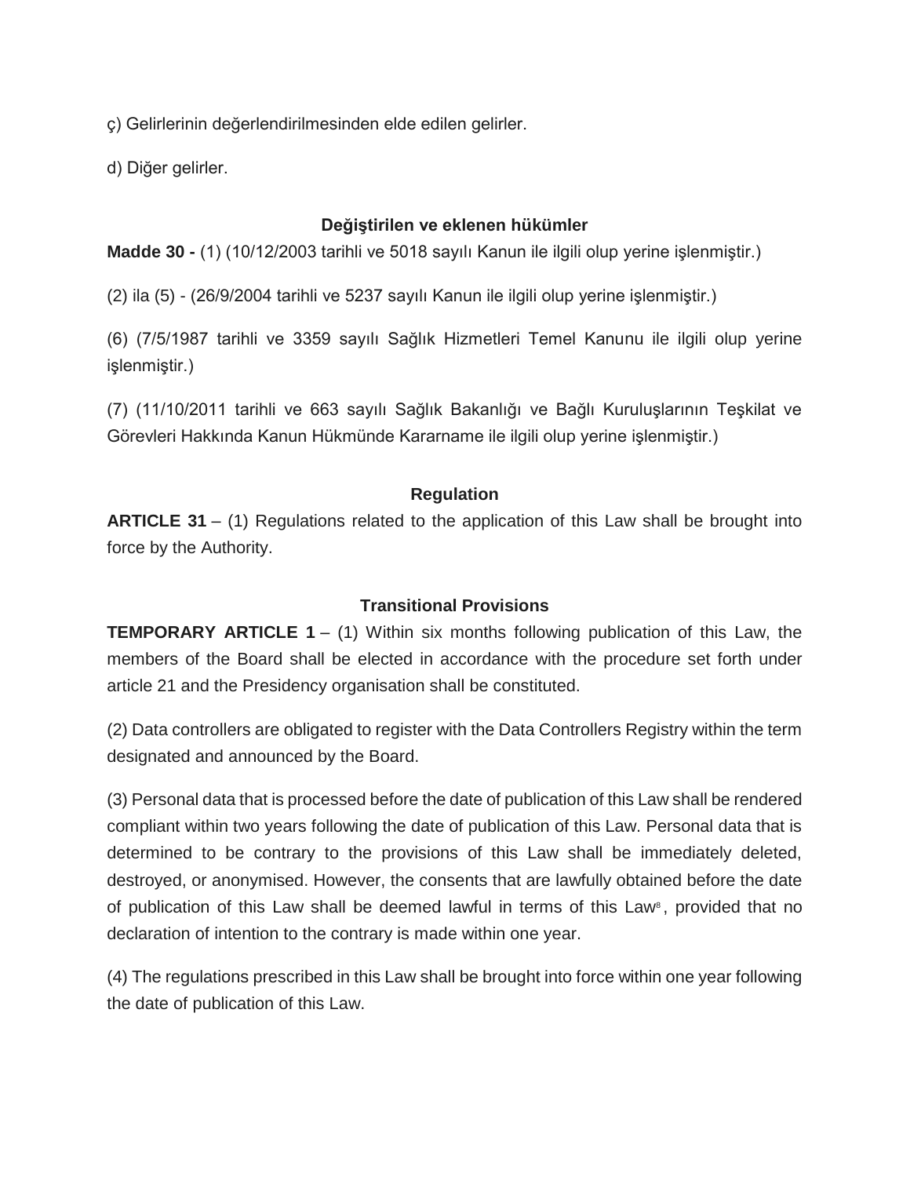ç) Gelirlerinin değerlendirilmesinden elde edilen gelirler.

d) Diğer gelirler.

### Değiştirilen ve eklenen hükümler

**Madde 30 -** (1) (10/12/2003 tarihli ve 5018 sayılı Kanun ile ilgili olup yerine işlenmiştir.)

(2) ila (5) - (26/9/2004 tarihli ve 5237 sayılı Kanun ile ilgili olup yerine işlenmiştir.)

(6) (7/5/1987 tarihli ve 3359 sayılı Sağlık Hizmetleri Temel Kanunu ile ilgili olup yerine işlenmiştir.)

(7) (11/10/2011 tarihli ve 663 sayılı Sağlık Bakanlığı ve Bağlı Kuruluşlarının Teşkilat ve Görevleri Hakkında Kanun Hükmünde Kararname ile ilgili olup yerine işlenmiştir.)

### Regulation

**ARTICLE 31** – (1) Regulations related to the application of this Law shall be brought into force by the Authority.

### Transitional Provisions

**TEMPORARY ARTICLE 1** – (1) Within six months following publication of this Law, the members of the Board shall be elected in accordance with the procedure set forth under article 21 and the Presidency organisation shall be constituted.

(2) Data controllers are obligated to register with the Data Controllers Registry within the term designated and announced by the Board.

(3) Personal data that is processed before the date of publication of this Law shall be rendered compliant within two years following the date of publication of this Law. Personal data that is determined to be contrary to the provisions of this Law shall be immediately deleted, destroyed, or anonymised. However, the consents that are lawfully obtained before the date of publication of this Law shall be deemed lawful in terms of this Law[8], provided that no declaration of intention to the contrary is made within one year.

(4) The regulations prescribed in this Law shall be brought into force within one year following the date of publication of this Law.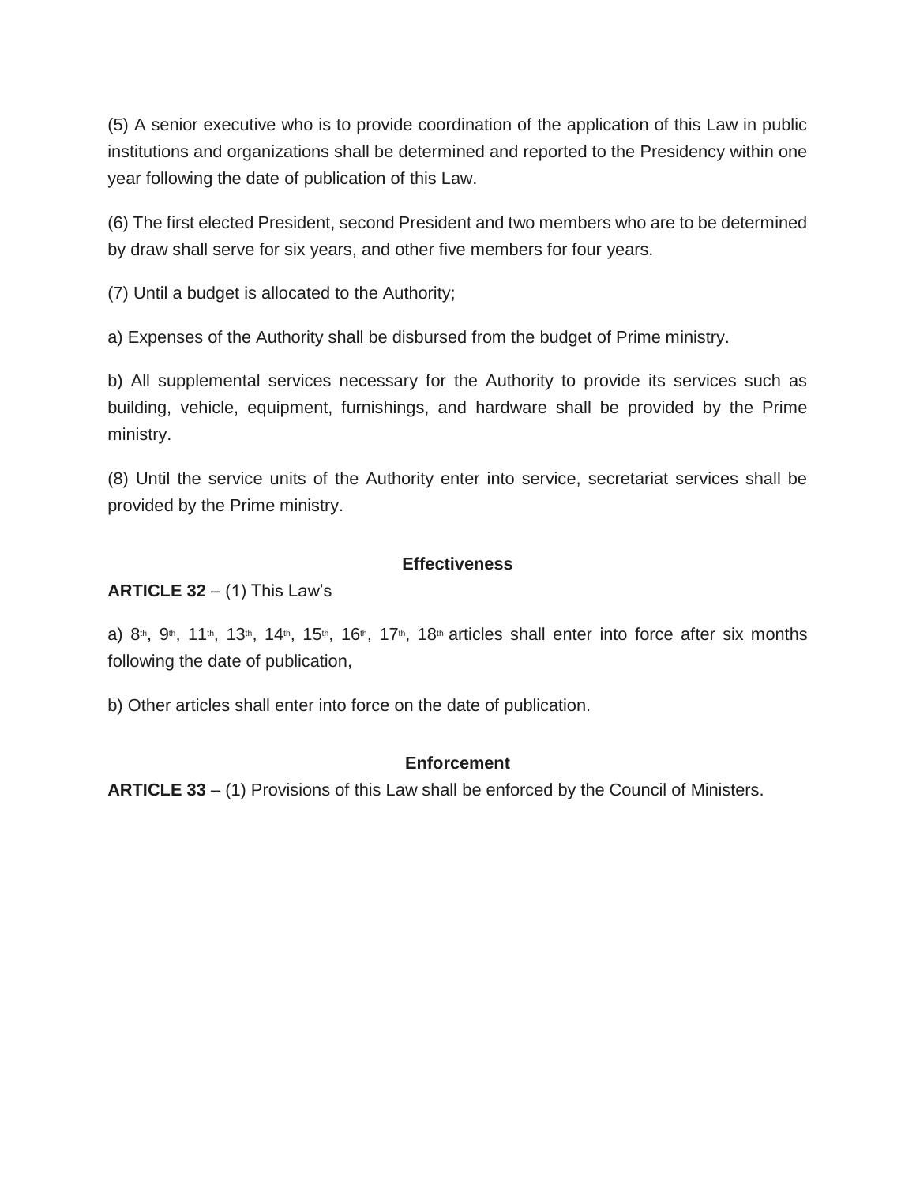(5) A senior executive who is to provide coordination of the application of this Law in public institutions and organizations shall be determined and reported to the Presidency within one year following the date of publication of this Law.

(6) The first elected President, second President and two members who are to be determined by draw shall serve for six years, and other five members for four years.

(7) Until a budget is allocated to the Authority;

a) Expenses of the Authority shall be disbursed from the budget of Prime ministry.

b) All supplemental services necessary for the Authority to provide its services such as building, vehicle, equipment, furnishings, and hardware shall be provided by the Prime ministry.

(8) Until the service units of the Authority enter into service, secretariat services shall be provided by the Prime ministry.

### Effectiveness

**ARTICLE 32** – (1) This Law's

a) 8th, 9th, 11th, 13th, 14th, 15th, 16th, 17th, 18th articles shall enter into force after six months following the date of publication,

b) Other articles shall enter into force on the date of publication.

### Enforcement

**ARTICLE 33** – (1) Provisions of this Law shall be enforced by the Council of Ministers.